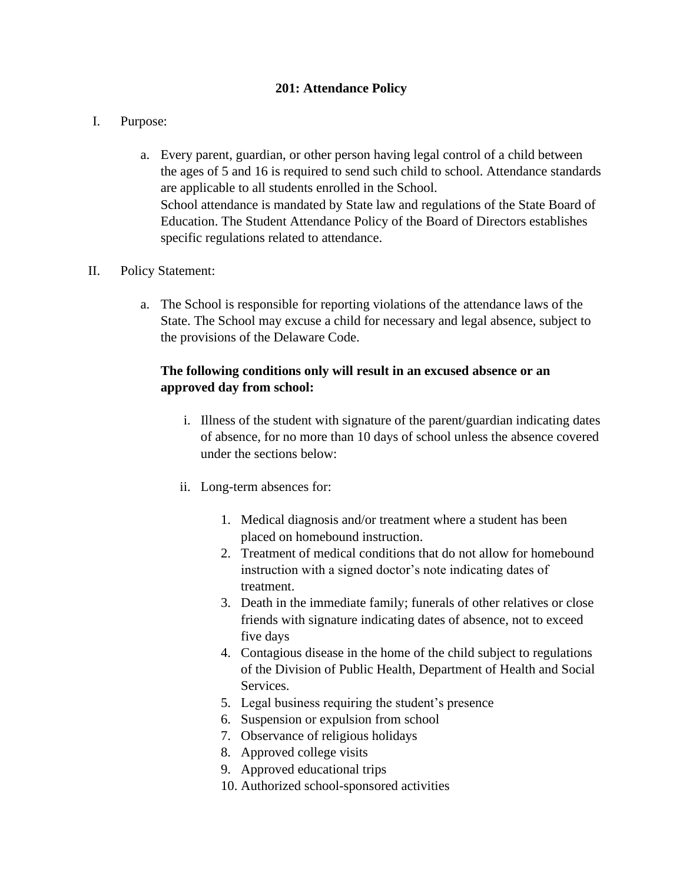# 201: Attendance Policy

I. Purpose:

   a. Every parent, guardian, or other person having legal control of a child between the ages of 5 and 16 is required to send such child to school. Attendance standards are applicable to all students enrolled in the School.
   School attendance is mandated by State law and regulations of the State Board of Education. The Student Attendance Policy of the Board of Directors establishes specific regulations related to attendance.

II. Policy Statement:

   a. The School is responsible for reporting violations of the attendance laws of the State. The School may excuse a child for necessary and legal absence, subject to the provisions of the Delaware Code.

   **The following conditions only will result in an excused absence or an approved day from school:**

      i. Illness of the student with signature of the parent/guardian indicating dates of absence, for no more than 10 days of school unless the absence covered under the sections below:

      ii. Long-term absences for:

         1. Medical diagnosis and/or treatment where a student has been placed on homebound instruction.
         2. Treatment of medical conditions that do not allow for homebound instruction with a signed doctor's note indicating dates of treatment.
         3. Death in the immediate family; funerals of other relatives or close friends with signature indicating dates of absence, not to exceed five days
         4. Contagious disease in the home of the child subject to regulations of the Division of Public Health, Department of Health and Social Services.
         5. Legal business requiring the student's presence
         6. Suspension or expulsion from school
         7. Observance of religious holidays
         8. Approved college visits
         9. Approved educational trips
         10. Authorized school-sponsored activities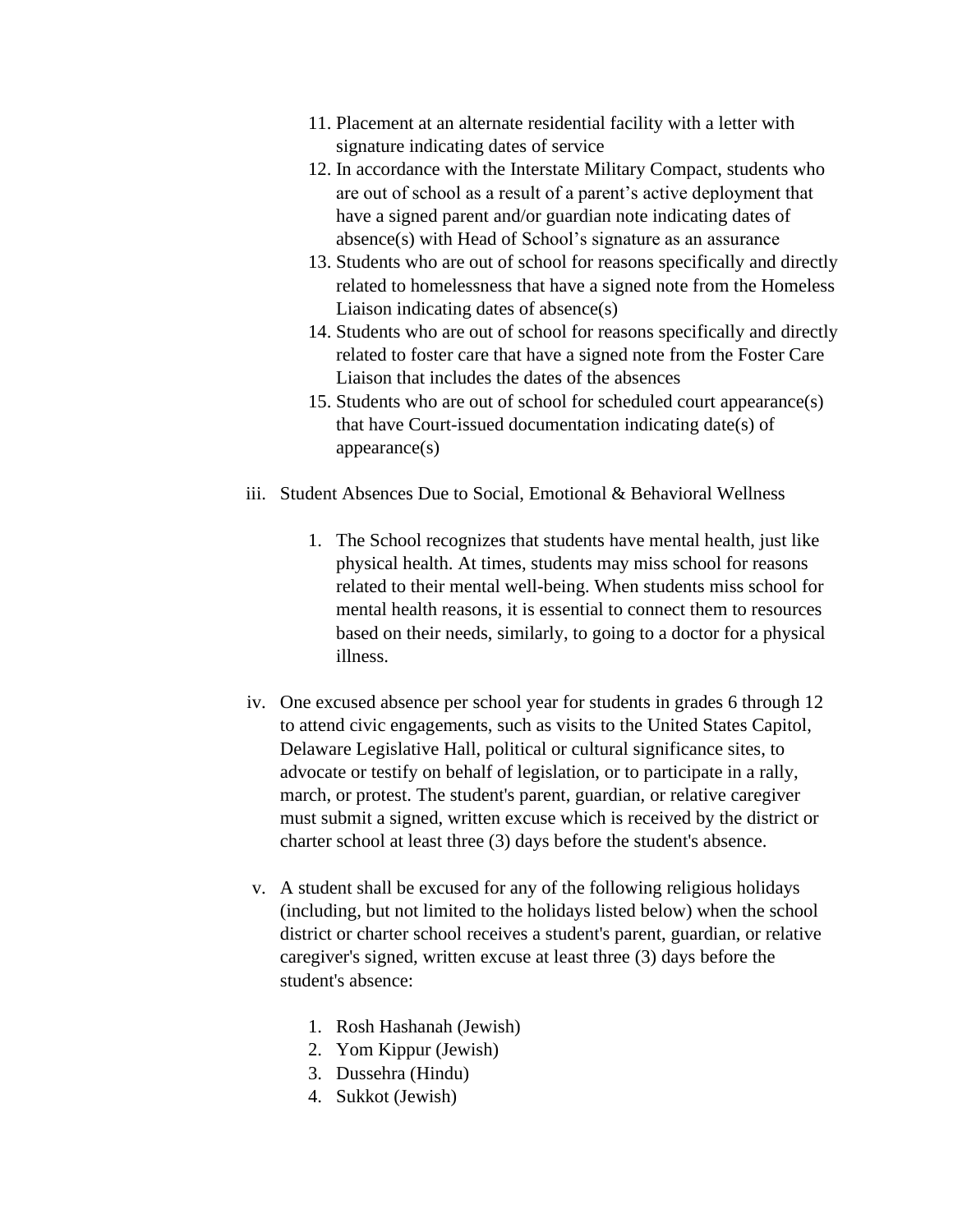11. Placement at an alternate residential facility with a letter with signature indicating dates of service
12. In accordance with the Interstate Military Compact, students who are out of school as a result of a parent's active deployment that have a signed parent and/or guardian note indicating dates of absence(s) with Head of School's signature as an assurance
13. Students who are out of school for reasons specifically and directly related to homelessness that have a signed note from the Homeless Liaison indicating dates of absence(s)
14. Students who are out of school for reasons specifically and directly related to foster care that have a signed note from the Foster Care Liaison that includes the dates of the absences
15. Students who are out of school for scheduled court appearance(s) that have Court-issued documentation indicating date(s) of appearance(s)

iii. Student Absences Due to Social, Emotional & Behavioral Wellness

1. The School recognizes that students have mental health, just like physical health. At times, students may miss school for reasons related to their mental well-being. When students miss school for mental health reasons, it is essential to connect them to resources based on their needs, similarly, to going to a doctor for a physical illness.

iv. One excused absence per school year for students in grades 6 through 12 to attend civic engagements, such as visits to the United States Capitol, Delaware Legislative Hall, political or cultural significance sites, to advocate or testify on behalf of legislation, or to participate in a rally, march, or protest. The student's parent, guardian, or relative caregiver must submit a signed, written excuse which is received by the district or charter school at least three (3) days before the student's absence.

v. A student shall be excused for any of the following religious holidays (including, but not limited to the holidays listed below) when the school district or charter school receives a student's parent, guardian, or relative caregiver's signed, written excuse at least three (3) days before the student's absence:

1. Rosh Hashanah (Jewish)
2. Yom Kippur (Jewish)
3. Dussehra (Hindu)
4. Sukkot (Jewish)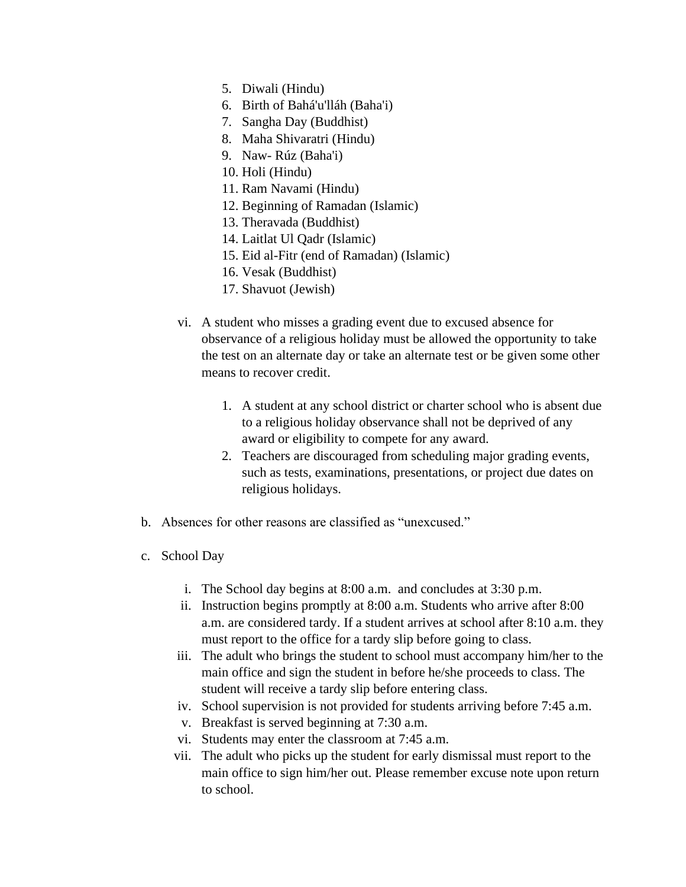5. Diwali (Hindu)
6. Birth of Bahá'u'lláh (Baha'i)
7. Sangha Day (Buddhist)
8. Maha Shivaratri (Hindu)
9. Naw- Rúz (Baha'i)
10. Holi (Hindu)
11. Ram Navami (Hindu)
12. Beginning of Ramadan (Islamic)
13. Theravada (Buddhist)
14. Laitlat Ul Qadr (Islamic)
15. Eid al-Fitr (end of Ramadan) (Islamic)
16. Vesak (Buddhist)
17. Shavuot (Jewish)

vi. A student who misses a grading event due to excused absence for observance of a religious holiday must be allowed the opportunity to take the test on an alternate day or take an alternate test or be given some other means to recover credit.

1. A student at any school district or charter school who is absent due to a religious holiday observance shall not be deprived of any award or eligibility to compete for any award.
2. Teachers are discouraged from scheduling major grading events, such as tests, examinations, presentations, or project due dates on religious holidays.

b. Absences for other reasons are classified as "unexcused."

c. School Day

i. The School day begins at 8:00 a.m. and concludes at 3:30 p.m.
ii. Instruction begins promptly at 8:00 a.m. Students who arrive after 8:00 a.m. are considered tardy. If a student arrives at school after 8:10 a.m. they must report to the office for a tardy slip before going to class.
iii. The adult who brings the student to school must accompany him/her to the main office and sign the student in before he/she proceeds to class. The student will receive a tardy slip before entering class.
iv. School supervision is not provided for students arriving before 7:45 a.m.
v. Breakfast is served beginning at 7:30 a.m.
vi. Students may enter the classroom at 7:45 a.m.
vii. The adult who picks up the student for early dismissal must report to the main office to sign him/her out. Please remember excuse note upon return to school.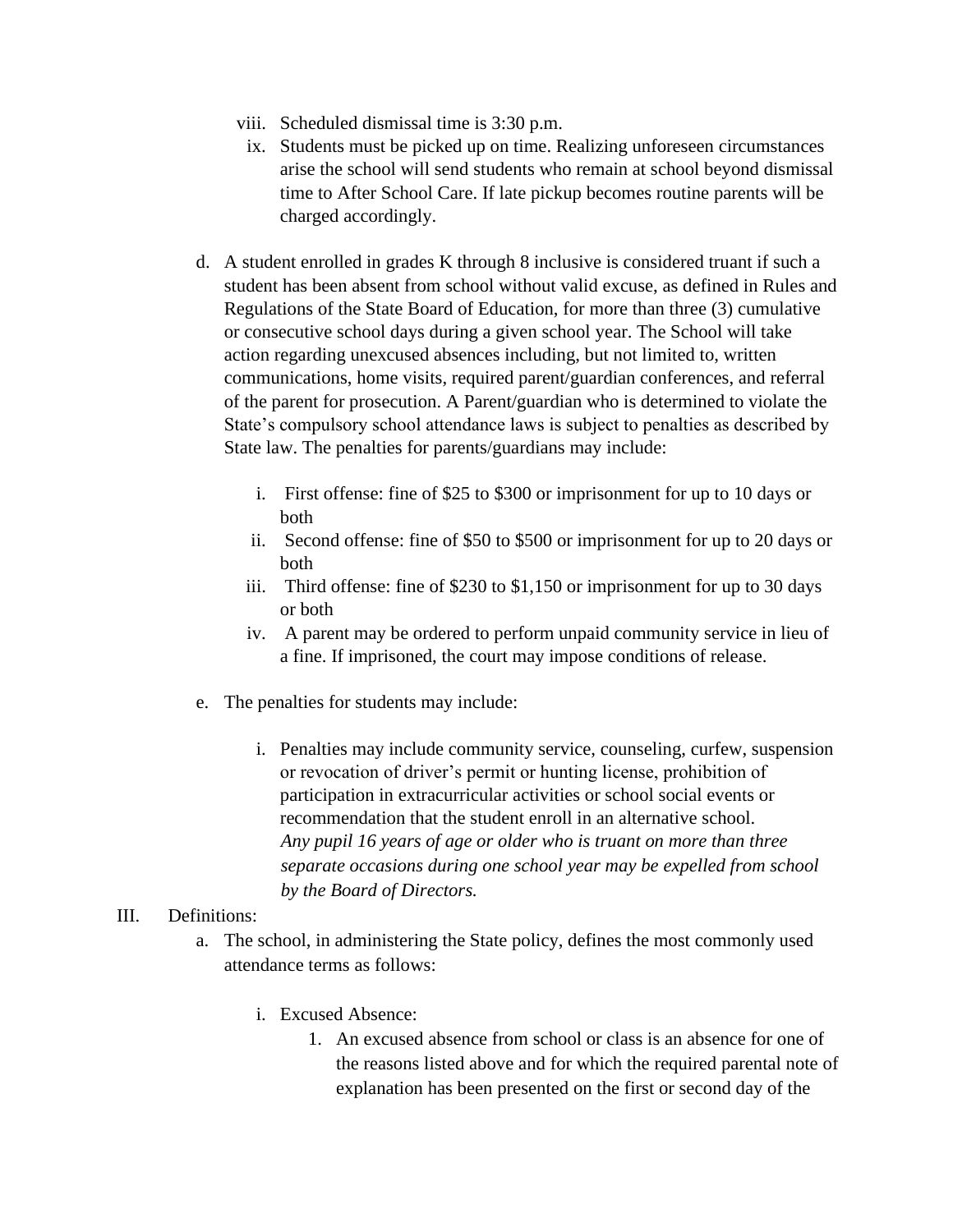viii. Scheduled dismissal time is 3:30 p.m.

ix. Students must be picked up on time. Realizing unforeseen circumstances arise the school will send students who remain at school beyond dismissal time to After School Care. If late pickup becomes routine parents will be charged accordingly.

d. A student enrolled in grades K through 8 inclusive is considered truant if such a student has been absent from school without valid excuse, as defined in Rules and Regulations of the State Board of Education, for more than three (3) cumulative or consecutive school days during a given school year. The School will take action regarding unexcused absences including, but not limited to, written communications, home visits, required parent/guardian conferences, and referral of the parent for prosecution. A Parent/guardian who is determined to violate the State's compulsory school attendance laws is subject to penalties as described by State law. The penalties for parents/guardians may include:

i. First offense: fine of $25 to $300 or imprisonment for up to 10 days or both

ii. Second offense: fine of $50 to $500 or imprisonment for up to 20 days or both

iii. Third offense: fine of $230 to $1,150 or imprisonment for up to 30 days or both

iv. A parent may be ordered to perform unpaid community service in lieu of a fine. If imprisoned, the court may impose conditions of release.

e. The penalties for students may include:

i. Penalties may include community service, counseling, curfew, suspension or revocation of driver's permit or hunting license, prohibition of participation in extracurricular activities or school social events or recommendation that the student enroll in an alternative school. *Any pupil 16 years of age or older who is truant on more than three separate occasions during one school year may be expelled from school by the Board of Directors.*

III. Definitions:

a. The school, in administering the State policy, defines the most commonly used attendance terms as follows:

i. Excused Absence:

1. An excused absence from school or class is an absence for one of the reasons listed above and for which the required parental note of explanation has been presented on the first or second day of the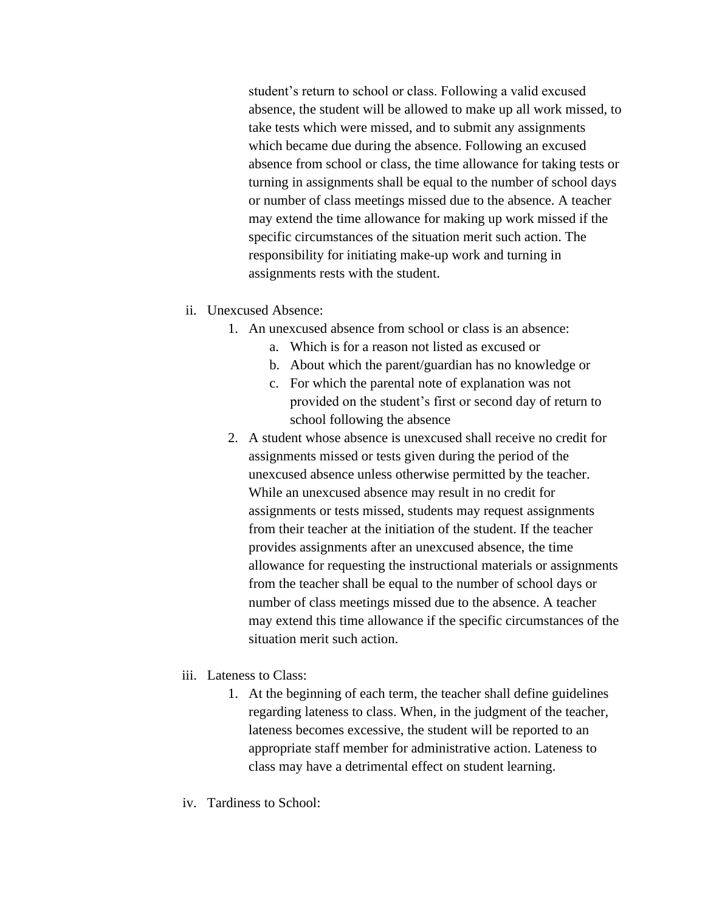student's return to school or class. Following a valid excused absence, the student will be allowed to make up all work missed, to take tests which were missed, and to submit any assignments which became due during the absence. Following an excused absence from school or class, the time allowance for taking tests or turning in assignments shall be equal to the number of school days or number of class meetings missed due to the absence. A teacher may extend the time allowance for making up work missed if the specific circumstances of the situation merit such action. The responsibility for initiating make-up work and turning in assignments rests with the student.

ii. Unexcused Absence:
   1. An unexcused absence from school or class is an absence:
      a. Which is for a reason not listed as excused or
      b. About which the parent/guardian has no knowledge or
      c. For which the parental note of explanation was not provided on the student's first or second day of return to school following the absence
   2. A student whose absence is unexcused shall receive no credit for assignments missed or tests given during the period of the unexcused absence unless otherwise permitted by the teacher. While an unexcused absence may result in no credit for assignments or tests missed, students may request assignments from their teacher at the initiation of the student. If the teacher provides assignments after an unexcused absence, the time allowance for requesting the instructional materials or assignments from the teacher shall be equal to the number of school days or number of class meetings missed due to the absence. A teacher may extend this time allowance if the specific circumstances of the situation merit such action.

iii. Lateness to Class:
   1. At the beginning of each term, the teacher shall define guidelines regarding lateness to class. When, in the judgment of the teacher, lateness becomes excessive, the student will be reported to an appropriate staff member for administrative action. Lateness to class may have a detrimental effect on student learning.

iv. Tardiness to School: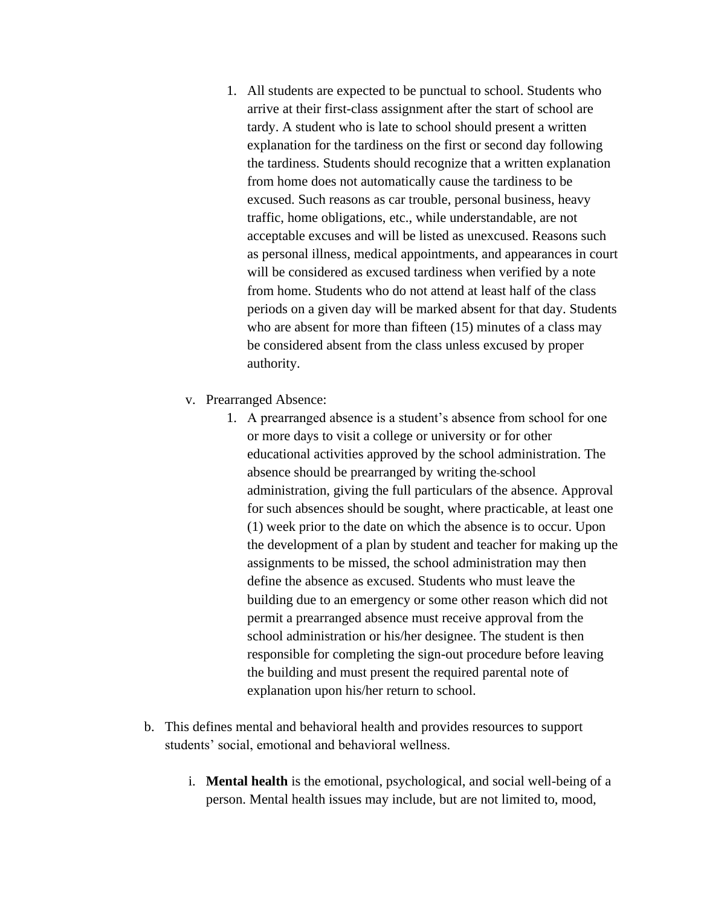1. All students are expected to be punctual to school. Students who arrive at their first-class assignment after the start of school are tardy. A student who is late to school should present a written explanation for the tardiness on the first or second day following the tardiness. Students should recognize that a written explanation from home does not automatically cause the tardiness to be excused. Such reasons as car trouble, personal business, heavy traffic, home obligations, etc., while understandable, are not acceptable excuses and will be listed as unexcused. Reasons such as personal illness, medical appointments, and appearances in court will be considered as excused tardiness when verified by a note from home. Students who do not attend at least half of the class periods on a given day will be marked absent for that day. Students who are absent for more than fifteen (15) minutes of a class may be considered absent from the class unless excused by proper authority.

v. Prearranged Absence:

1. A prearranged absence is a student's absence from school for one or more days to visit a college or university or for other educational activities approved by the school administration. The absence should be prearranged by writing the school administration, giving the full particulars of the absence. Approval for such absences should be sought, where practicable, at least one (1) week prior to the date on which the absence is to occur. Upon the development of a plan by student and teacher for making up the assignments to be missed, the school administration may then define the absence as excused. Students who must leave the building due to an emergency or some other reason which did not permit a prearranged absence must receive approval from the school administration or his/her designee. The student is then responsible for completing the sign-out procedure before leaving the building and must present the required parental note of explanation upon his/her return to school.

b. This defines mental and behavioral health and provides resources to support students' social, emotional and behavioral wellness.

i. **Mental health** is the emotional, psychological, and social well-being of a person. Mental health issues may include, but are not limited to, mood,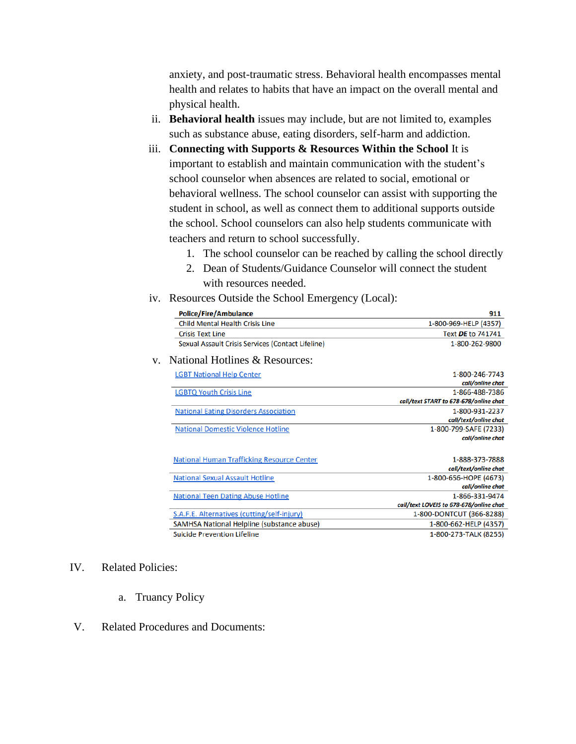anxiety, and post-traumatic stress. Behavioral health encompasses mental health and relates to habits that have an impact on the overall mental and physical health.

ii. **Behavioral health** issues may include, but are not limited to, examples such as substance abuse, eating disorders, self-harm and addiction.

iii. **Connecting with Supports & Resources Within the School** It is important to establish and maintain communication with the student's school counselor when absences are related to social, emotional or behavioral wellness. The school counselor can assist with supporting the student in school, as well as connect them to additional supports outside the school. School counselors can also help students communicate with teachers and return to school successfully.

1. The school counselor can be reached by calling the school directly
2. Dean of Students/Guidance Counselor will connect the student with resources needed.

iv. Resources Outside the School Emergency (Local):

| **Police/Fire/Ambulance** | **911** |
|---|---|
| Child Mental Health Crisis Line | 1-800-969-HELP (4357) |
| Crisis Text Line | Text ***DE*** to 741741 |
| Sexual Assault Crisis Services (Contact Lifeline) | 1-800-262-9800 |

v. National Hotlines & Resources:

| | |
|---|---|
| LGBT National Help Center | 1-800-246-7743 *call/online chat* |
| LGBTQ Youth Crisis Line | 1-866-488-7386 *call/text START to 678-678/online chat* |
| National Eating Disorders Association | 1-800-931-2237 *call/text/online chat* |
| National Domestic Violence Hotline | 1-800-799-SAFE (7233) *call/online chat* |
| National Human Trafficking Resource Center | 1-888-373-7888 *call/text/online chat* |
| National Sexual Assault Hotline | 1-800-656-HOPE (4673) *call/online chat* |
| National Teen Dating Abuse Hotline | 1-866-331-9474 *call/text LOVEIS to 678-678/online chat* |
| S.A.F.E. Alternatives (cutting/self-injury) | 1-800-DONTCUT (366-8288) |
| SAMHSA National Helpline (substance abuse) | 1-800-662-HELP (4357) |
| Suicide Prevention Lifeline | 1-800-273-TALK (8255) |

IV. Related Policies:

a. Truancy Policy

V. Related Procedures and Documents: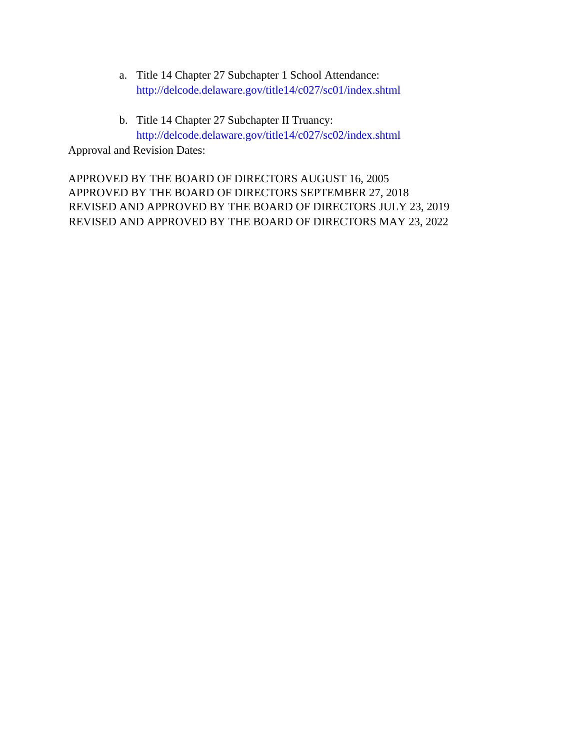a. Title 14 Chapter 27 Subchapter 1 School Attendance: http://delcode.delaware.gov/title14/c027/sc01/index.shtml

b. Title 14 Chapter 27 Subchapter II Truancy: http://delcode.delaware.gov/title14/c027/sc02/index.shtml

Approval and Revision Dates:

APPROVED BY THE BOARD OF DIRECTORS AUGUST 16, 2005
APPROVED BY THE BOARD OF DIRECTORS SEPTEMBER 27, 2018
REVISED AND APPROVED BY THE BOARD OF DIRECTORS JULY 23, 2019
REVISED AND APPROVED BY THE BOARD OF DIRECTORS MAY 23, 2022